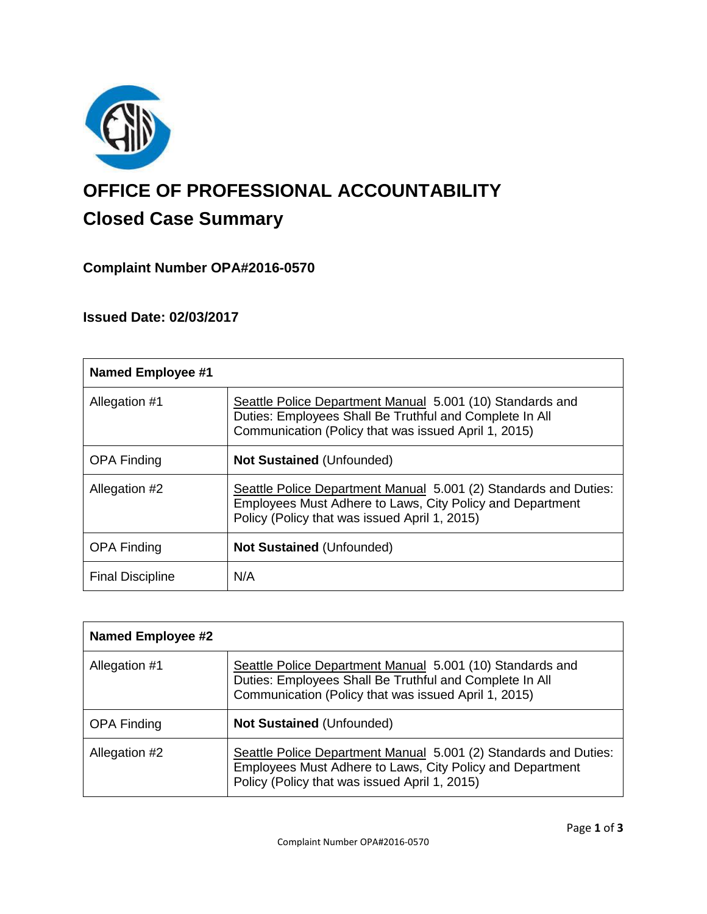# OFFICE OF PROFESSIONAL ACCOUNTABILITY

## Closed Case Summary

### Complaint Number OPA#2016-0570

### Issued Date: 02/03/2017

| **Named Employee #1** | |
|---|---|
| Allegation #1 | Seattle Police Department Manual 5.001 (10) Standards and Duties: Employees Shall Be Truthful and Complete In All Communication (Policy that was issued April 1, 2015) |
| OPA Finding | **Not Sustained** (Unfounded) |
| Allegation #2 | Seattle Police Department Manual 5.001 (2) Standards and Duties: Employees Must Adhere to Laws, City Policy and Department Policy (Policy that was issued April 1, 2015) |
| OPA Finding | **Not Sustained** (Unfounded) |
| Final Discipline | N/A |

| **Named Employee #2** | |
|---|---|
| Allegation #1 | Seattle Police Department Manual 5.001 (10) Standards and Duties: Employees Shall Be Truthful and Complete In All Communication (Policy that was issued April 1, 2015) |
| OPA Finding | **Not Sustained** (Unfounded) |
| Allegation #2 | Seattle Police Department Manual 5.001 (2) Standards and Duties: Employees Must Adhere to Laws, City Policy and Department Policy (Policy that was issued April 1, 2015) |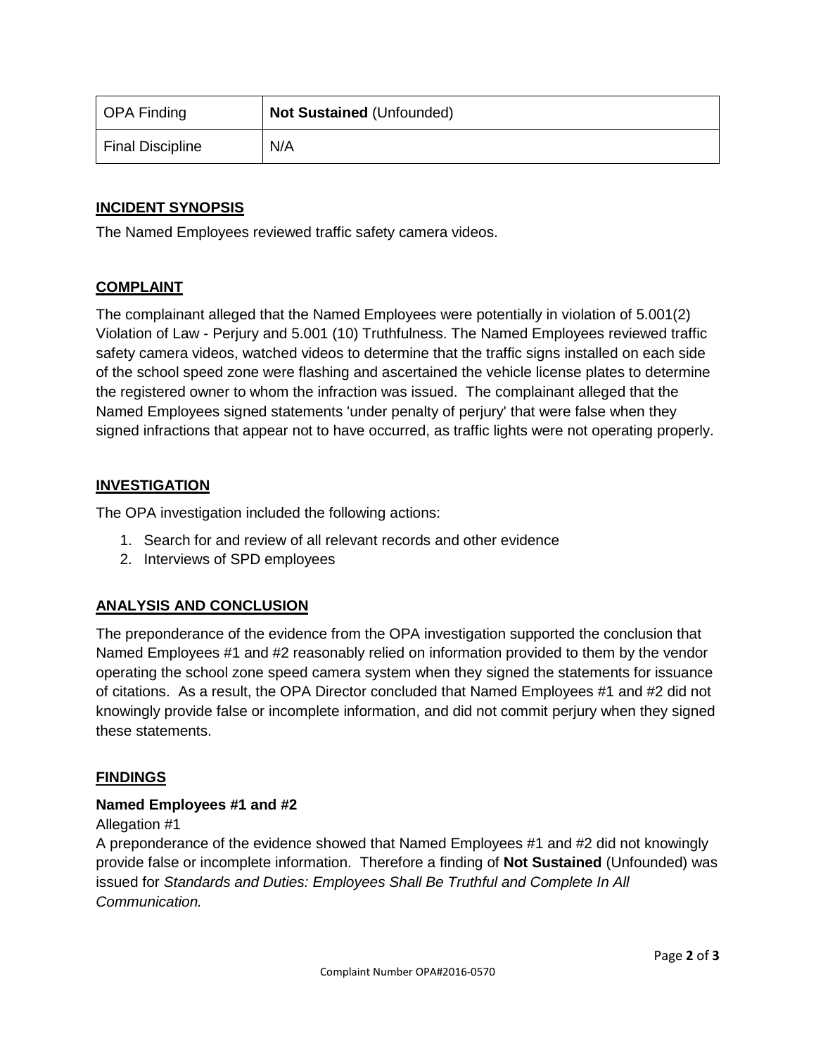| OPA Finding | **Not Sustained** (Unfounded) |
|---|---|
| Final Discipline | N/A |

## INCIDENT SYNOPSIS

The Named Employees reviewed traffic safety camera videos.

## COMPLAINT

The complainant alleged that the Named Employees were potentially in violation of 5.001(2) Violation of Law - Perjury and 5.001 (10) Truthfulness. The Named Employees reviewed traffic safety camera videos, watched videos to determine that the traffic signs installed on each side of the school speed zone were flashing and ascertained the vehicle license plates to determine the registered owner to whom the infraction was issued. The complainant alleged that the Named Employees signed statements 'under penalty of perjury' that were false when they signed infractions that appear not to have occurred, as traffic lights were not operating properly.

## INVESTIGATION

The OPA investigation included the following actions:

1. Search for and review of all relevant records and other evidence
2. Interviews of SPD employees

## ANALYSIS AND CONCLUSION

The preponderance of the evidence from the OPA investigation supported the conclusion that Named Employees #1 and #2 reasonably relied on information provided to them by the vendor operating the school zone speed camera system when they signed the statements for issuance of citations. As a result, the OPA Director concluded that Named Employees #1 and #2 did not knowingly provide false or incomplete information, and did not commit perjury when they signed these statements.

## FINDINGS

### Named Employees #1 and #2

Allegation #1

A preponderance of the evidence showed that Named Employees #1 and #2 did not knowingly provide false or incomplete information. Therefore a finding of **Not Sustained** (Unfounded) was issued for *Standards and Duties: Employees Shall Be Truthful and Complete In All Communication.*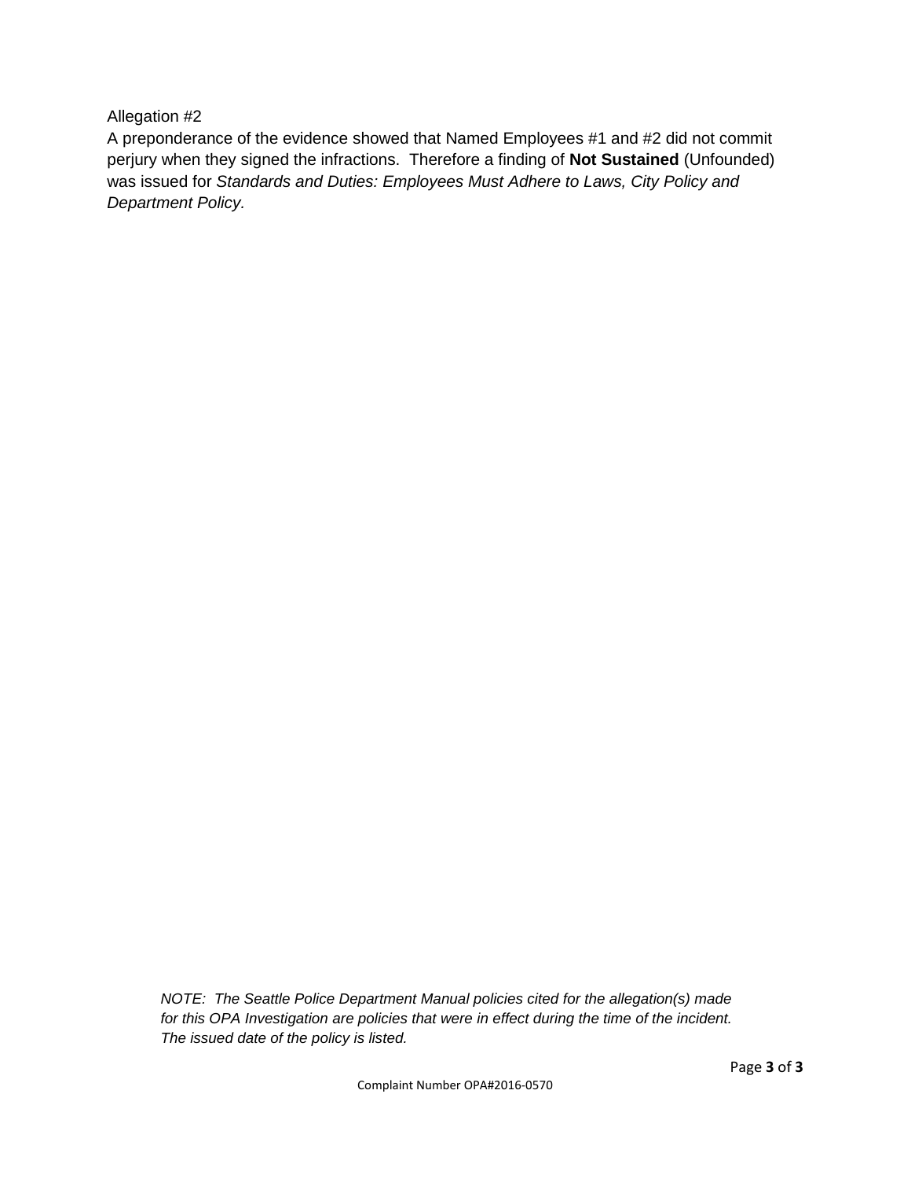Allegation #2

A preponderance of the evidence showed that Named Employees #1 and #2 did not commit perjury when they signed the infractions. Therefore a finding of **Not Sustained** (Unfounded) was issued for *Standards and Duties: Employees Must Adhere to Laws, City Policy and Department Policy.*

*NOTE: The Seattle Police Department Manual policies cited for the allegation(s) made for this OPA Investigation are policies that were in effect during the time of the incident. The issued date of the policy is listed.*

Complaint Number OPA#2016-0570